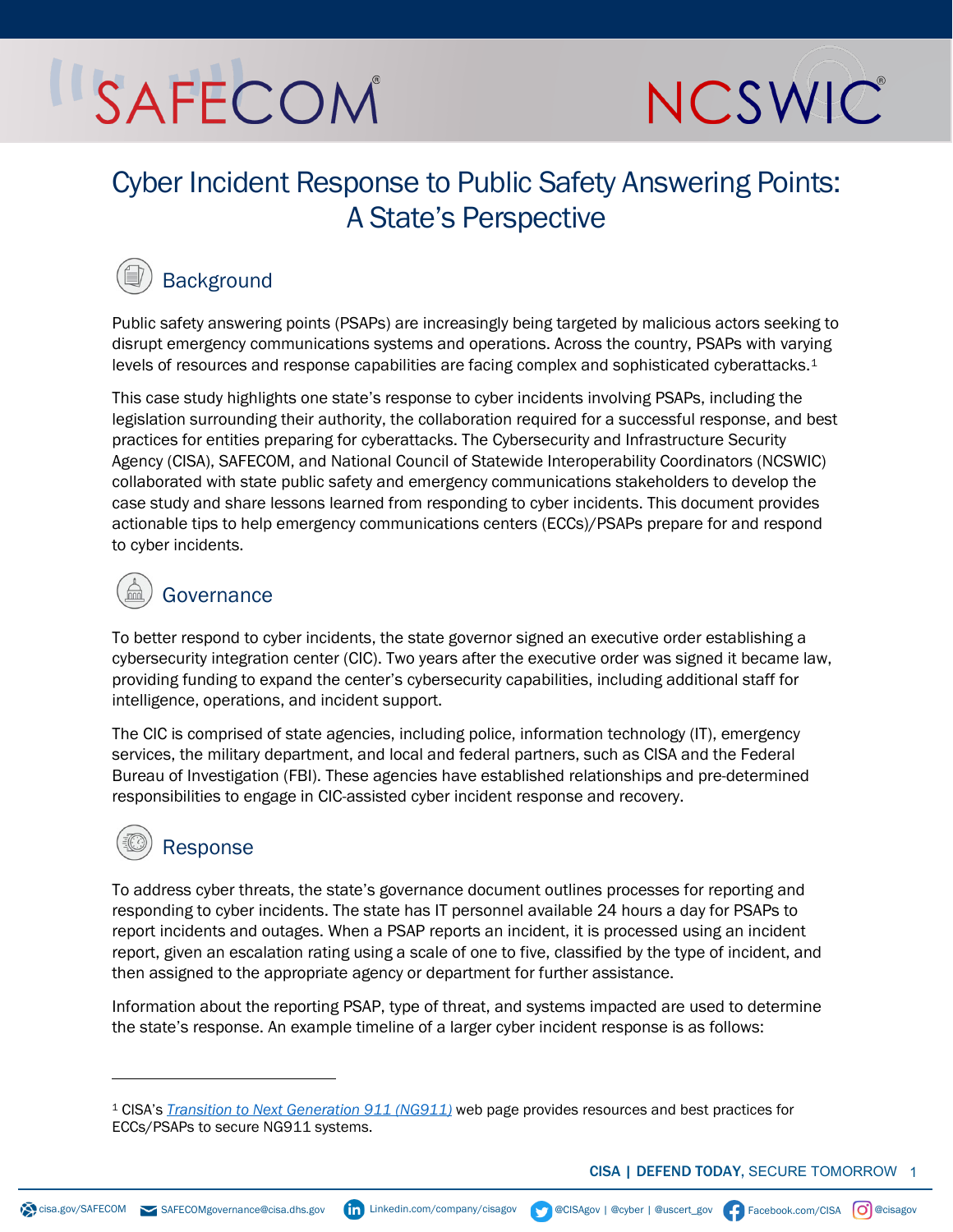# Cyber Incident Response to Public Safety Answering Points: A State's Perspective

## Background

Public safety answering points (PSAPs) are increasingly being targeted by malicious actors seeking to disrupt emergency communications systems and operations. Across the country, PSAPs with varying levels of resources and response capabilities are facing complex and sophisticated cyberattacks.[1]

This case study highlights one state's response to cyber incidents involving PSAPs, including the legislation surrounding their authority, the collaboration required for a successful response, and best practices for entities preparing for cyberattacks. The Cybersecurity and Infrastructure Security Agency (CISA), SAFECOM, and National Council of Statewide Interoperability Coordinators (NCSWIC) collaborated with state public safety and emergency communications stakeholders to develop the case study and share lessons learned from responding to cyber incidents. This document provides actionable tips to help emergency communications centers (ECCs)/PSAPs prepare for and respond to cyber incidents.

## Governance

To better respond to cyber incidents, the state governor signed an executive order establishing a cybersecurity integration center (CIC). Two years after the executive order was signed it became law, providing funding to expand the center's cybersecurity capabilities, including additional staff for intelligence, operations, and incident support.

The CIC is comprised of state agencies, including police, information technology (IT), emergency services, the military department, and local and federal partners, such as CISA and the Federal Bureau of Investigation (FBI). These agencies have established relationships and pre-determined responsibilities to engage in CIC-assisted cyber incident response and recovery.

## Response

To address cyber threats, the state's governance document outlines processes for reporting and responding to cyber incidents. The state has IT personnel available 24 hours a day for PSAPs to report incidents and outages. When a PSAP reports an incident, it is processed using an incident report, given an escalation rating using a scale of one to five, classified by the type of incident, and then assigned to the appropriate agency or department for further assistance.

Information about the reporting PSAP, type of threat, and systems impacted are used to determine the state's response. An example timeline of a larger cyber incident response is as follows:

---

[1] CISA's *Transition to Next Generation 911 (NG911)* web page provides resources and best practices for ECCs/PSAPs to secure NG911 systems.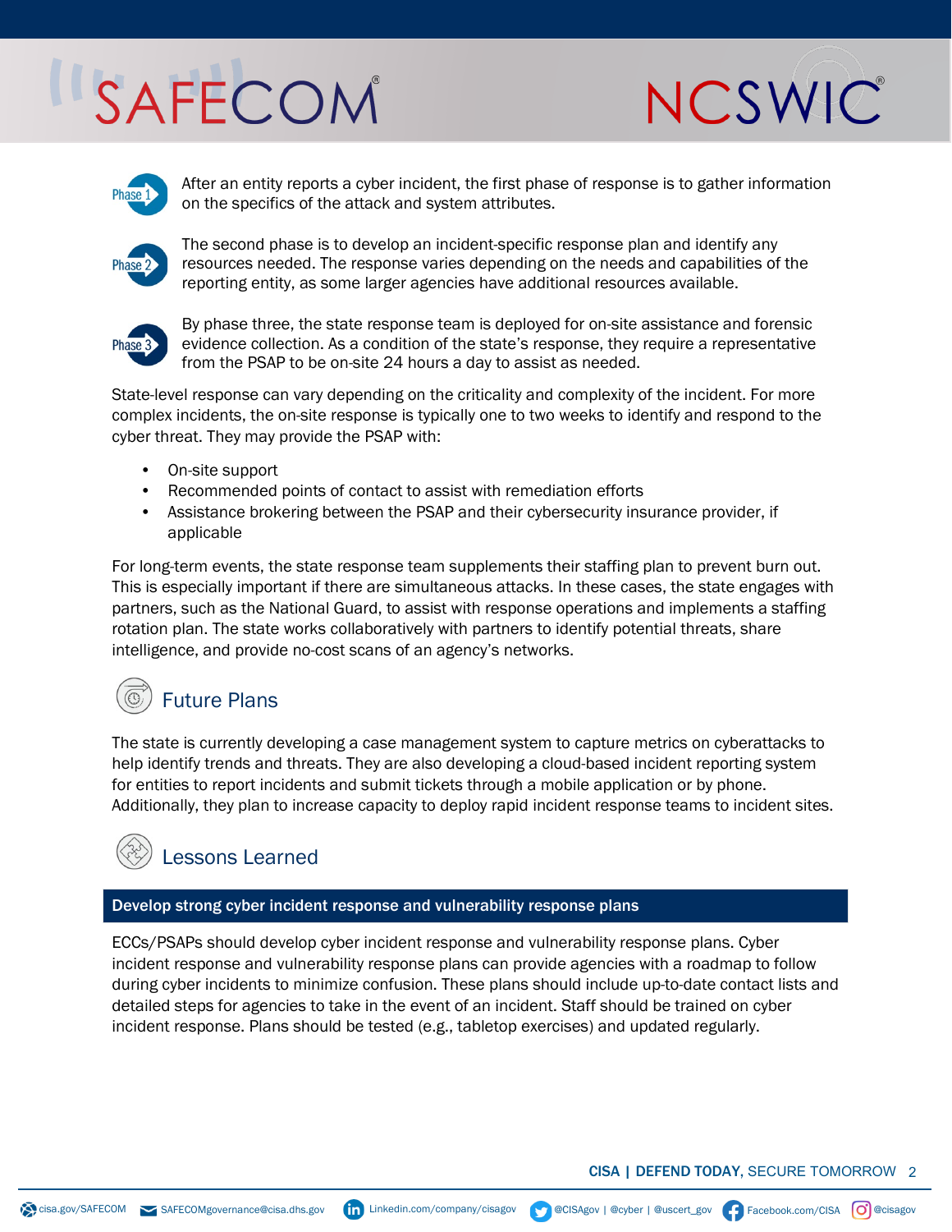**Phase 1** After an entity reports a cyber incident, the first phase of response is to gather information on the specifics of the attack and system attributes.

**Phase 2** The second phase is to develop an incident-specific response plan and identify any resources needed. The response varies depending on the needs and capabilities of the reporting entity, as some larger agencies have additional resources available.

**Phase 3** By phase three, the state response team is deployed for on-site assistance and forensic evidence collection. As a condition of the state's response, they require a representative from the PSAP to be on-site 24 hours a day to assist as needed.

State-level response can vary depending on the criticality and complexity of the incident. For more complex incidents, the on-site response is typically one to two weeks to identify and respond to the cyber threat. They may provide the PSAP with:

- On-site support
- Recommended points of contact to assist with remediation efforts
- Assistance brokering between the PSAP and their cybersecurity insurance provider, if applicable

For long-term events, the state response team supplements their staffing plan to prevent burn out. This is especially important if there are simultaneous attacks. In these cases, the state engages with partners, such as the National Guard, to assist with response operations and implements a staffing rotation plan. The state works collaboratively with partners to identify potential threats, share intelligence, and provide no-cost scans of an agency's networks.

## Future Plans

The state is currently developing a case management system to capture metrics on cyberattacks to help identify trends and threats. They are also developing a cloud-based incident reporting system for entities to report incidents and submit tickets through a mobile application or by phone. Additionally, they plan to increase capacity to deploy rapid incident response teams to incident sites.

## Lessons Learned

### Develop strong cyber incident response and vulnerability response plans

ECCs/PSAPs should develop cyber incident response and vulnerability response plans. Cyber incident response and vulnerability response plans can provide agencies with a roadmap to follow during cyber incidents to minimize confusion. These plans should include up-to-date contact lists and detailed steps for agencies to take in the event of an incident. Staff should be trained on cyber incident response. Plans should be tested (e.g., tabletop exercises) and updated regularly.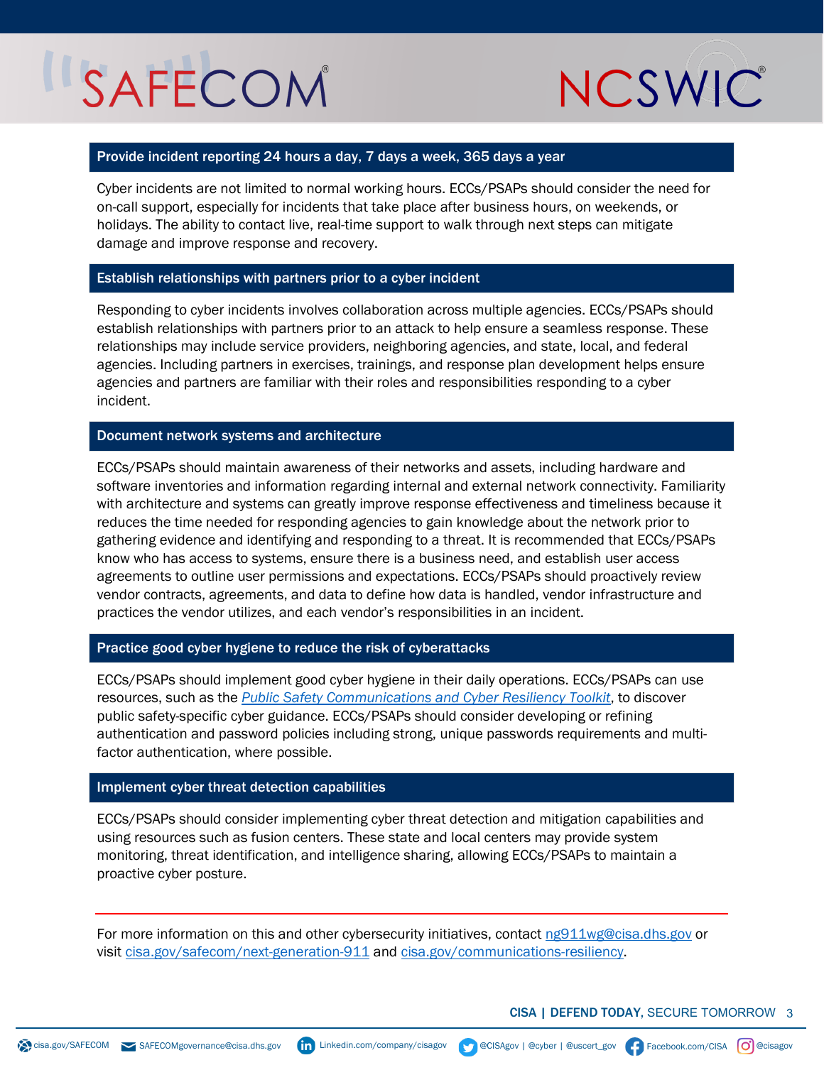## Provide incident reporting 24 hours a day, 7 days a week, 365 days a year

Cyber incidents are not limited to normal working hours. ECCs/PSAPs should consider the need for on-call support, especially for incidents that take place after business hours, on weekends, or holidays. The ability to contact live, real-time support to walk through next steps can mitigate damage and improve response and recovery.

## Establish relationships with partners prior to a cyber incident

Responding to cyber incidents involves collaboration across multiple agencies. ECCs/PSAPs should establish relationships with partners prior to an attack to help ensure a seamless response. These relationships may include service providers, neighboring agencies, and state, local, and federal agencies. Including partners in exercises, trainings, and response plan development helps ensure agencies and partners are familiar with their roles and responsibilities responding to a cyber incident.

## Document network systems and architecture

ECCs/PSAPs should maintain awareness of their networks and assets, including hardware and software inventories and information regarding internal and external network connectivity. Familiarity with architecture and systems can greatly improve response effectiveness and timeliness because it reduces the time needed for responding agencies to gain knowledge about the network prior to gathering evidence and identifying and responding to a threat. It is recommended that ECCs/PSAPs know who has access to systems, ensure there is a business need, and establish user access agreements to outline user permissions and expectations. ECCs/PSAPs should proactively review vendor contracts, agreements, and data to define how data is handled, vendor infrastructure and practices the vendor utilizes, and each vendor's responsibilities in an incident.

## Practice good cyber hygiene to reduce the risk of cyberattacks

ECCs/PSAPs should implement good cyber hygiene in their daily operations. ECCs/PSAPs can use resources, such as the *Public Safety Communications and Cyber Resiliency Toolkit*, to discover public safety-specific cyber guidance. ECCs/PSAPs should consider developing or refining authentication and password policies including strong, unique passwords requirements and multi-factor authentication, where possible.

## Implement cyber threat detection capabilities

ECCs/PSAPs should consider implementing cyber threat detection and mitigation capabilities and using resources such as fusion centers. These state and local centers may provide system monitoring, threat identification, and intelligence sharing, allowing ECCs/PSAPs to maintain a proactive cyber posture.

---

For more information on this and other cybersecurity initiatives, contact ng911wg@cisa.dhs.gov or visit cisa.gov/safecom/next-generation-911 and cisa.gov/communications-resiliency.